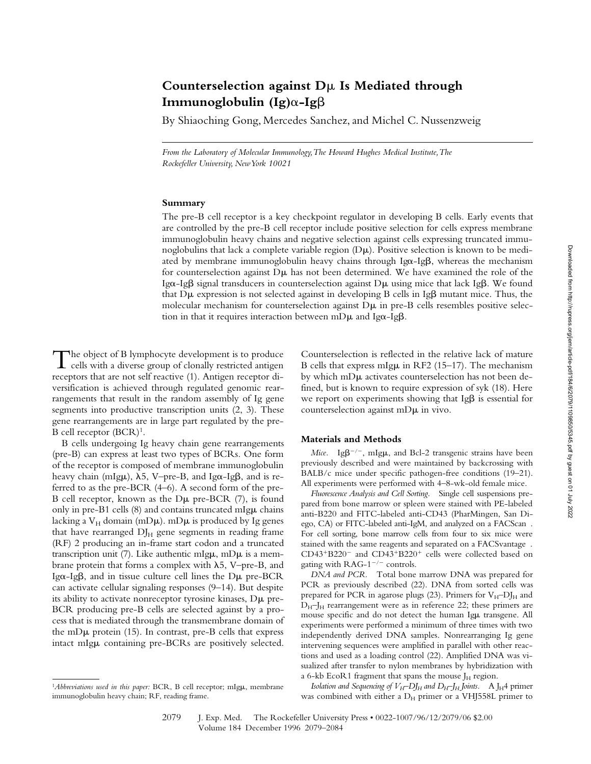# Counterselection against Dμ Is Mediated through Immunoglobulin (Ig)α-Igβ

By Shiaoching Gong, Mercedes Sanchez, and Michel C. Nussenzweig

*From the Laboratory of Molecular Immunology, The Howard Hughes Medical Institute, The Rockefeller University, New York 10021*

## Summary

The pre-B cell receptor is a key checkpoint regulator in developing B cells. Early events that are controlled by the pre-B cell receptor include positive selection for cells express membrane immunoglobulin heavy chains and negative selection against cells expressing truncated immunoglobulins that lack a complete variable region (Dμ). Positive selection is known to be mediated by membrane immunoglobulin heavy chains through Igα-Igβ, whereas the mechanism for counterselection against Dμ has not been determined. We have examined the role of the Igα-Igβ signal transducers in counterselection against Dμ using mice that lack Igβ. We found that Dμ expression is not selected against in developing B cells in Igβ mutant mice. Thus, the molecular mechanism for counterselection against Dμ in pre-B cells resembles positive selection in that it requires interaction between mDμ and Igα-Igβ.

The object of B lymphocyte development is to produce cells with a diverse group of clonally restricted antigen receptors that are not self reactive (1). Antigen receptor diversification is achieved through regulated genomic rearrangements that result in the random assembly of Ig gene segments into productive transcription units (2, 3). These gene rearrangements are in large part regulated by the pre-B cell receptor (BCR)[1].

B cells undergoing Ig heavy chain gene rearrangements (pre-B) can express at least two types of BCRs. One form of the receptor is composed of membrane immunoglobulin heavy chain (mIgμ), λ5, V–pre-B, and Igα-Igβ, and is referred to as the pre-BCR (4–6). A second form of the pre-B cell receptor, known as the Dμ pre-BCR (7), is found only in pre-B1 cells (8) and contains truncated mIgμ chains lacking a $V_H$ domain (mDμ). mDμ is produced by Ig genes that have rearranged $DJ_H$ gene segments in reading frame (RF) 2 producing an in-frame start codon and a truncated transcription unit (7). Like authentic mIgμ, mDμ is a membrane protein that forms a complex with λ5, V–pre-B, and Igα-Igβ, and in tissue culture cell lines the Dμ pre-BCR can activate cellular signaling responses (9–14). But despite its ability to activate nonreceptor tyrosine kinases, Dμ pre-BCR producing pre-B cells are selected against by a process that is mediated through the transmembrane domain of the mDμ protein (15). In contrast, pre-B cells that express intact mIgμ containing pre-BCRs are positively selected. Counterselection is reflected in the relative lack of mature B cells that express mIgμ in RF2 (15–17). The mechanism by which mDμ activates counterselection has not been defined, but is known to require expression of syk (18). Here we report on experiments showing that Igβ is essential for counterselection against mDμ in vivo.

## Materials and Methods

*Mice.* $Ig\beta^{-/-}$, mIgμ, and Bcl-2 transgenic strains have been previously described and were maintained by backcrossing with BALB/c mice under specific pathogen-free conditions (19–21). All experiments were performed with 4–8-wk-old female mice.

*Fluorescence Analysis and Cell Sorting.* Single cell suspensions prepared from bone marrow or spleen were stained with PE-labeled anti-B220 and FITC-labeled anti-CD43 (PharMingen, San Diego, CA) or FITC-labeled anti-IgM, and analyzed on a FACScan®. For cell sorting, bone marrow cells from four to six mice were stained with the same reagents and separated on a FACSvantage®. $CD43^+B220^-$ and $CD43^+B220^+$ cells were collected based on gating with $RAG\text{-}1^{-/-}$ controls.

*DNA and PCR.* Total bone marrow DNA was prepared for PCR as previously described (22). DNA from sorted cells was prepared for PCR in agarose plugs (23). Primers for $V_H$–$DJ_H$ and $D_H$–$J_H$ rearrangement were as in reference 22; these primers are mouse specific and do not detect the human Igμ transgene. All experiments were performed a minimum of three times with two independently derived DNA samples. Nonrearranging Ig gene intervening sequences were amplified in parallel with other reactions and used as a loading control (22). Amplified DNA was visualized after transfer to nylon membranes by hybridization with a 6-kb EcoR1 fragment that spans the mouse $J_H$ region.

*Isolation and Sequencing of $V_H$–$DJ_H$ and $D_H$–$J_H$ Joints.* A $J_H4$ primer was combined with either a $D_H$ primer or a VHJ558L primer to

[1]*Abbreviations used in this paper:* BCR, B cell receptor; mIgμ, membrane immunoglobulin heavy chain; RF, reading frame.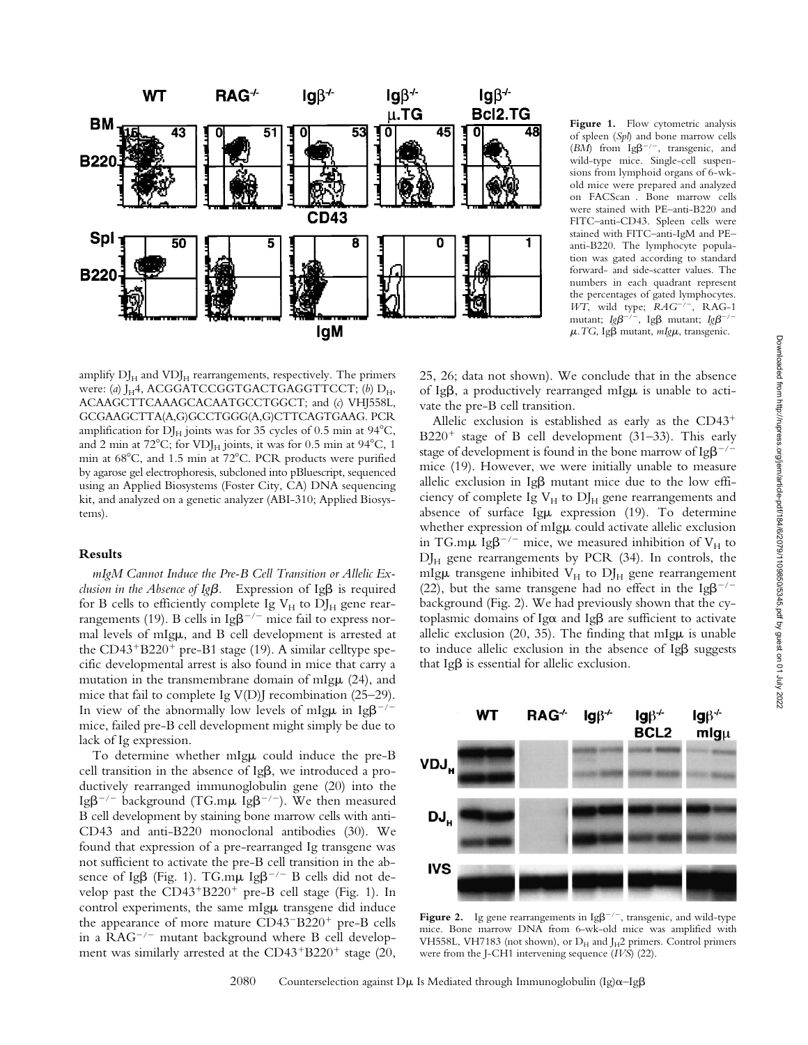**Figure 1.** Flow cytometric analysis of spleen (*Spl*) and bone marrow cells (*BM*) from $Ig\beta^{-/-}$, transgenic, and wild-type mice. Single-cell suspensions from lymphoid organs of 6-wk-old mice were prepared and analyzed on FACScan. Bone marrow cells were stained with PE–anti-B220 and FITC–anti-CD43. Spleen cells were stained with FITC–anti-IgM and PE–anti-B220. The lymphocyte population was gated according to standard forward- and side-scatter values. The numbers in each quadrant represent the percentages of gated lymphocytes. *WT*, wild type; *$RAG^{-/-}$*, RAG-1 mutant; *$Ig\beta^{-/-}$*, Igβ mutant; *$Ig\beta^{-/-}$ μ.TG*, Igβ mutant, *mIgμ*, transgenic.

amplify $DJ_H$ and $VDJ_H$ rearrangements, respectively. The primers were: (*a*) $J_H4$, ACGGATCCGGTGACTGAGGTTCCT; (*b*) $D_H$, ACAAGCTTCAAAGCACAATGCCTGGCT; and (*c*) VHJ558L, GCGAAGCTTA(A,G)GCCTGGG(A,G)CTTCAGTGAAG. PCR amplification for $DJ_H$ joints was for 35 cycles of 0.5 min at 94°C, and 2 min at 72°C; for $VDJ_H$ joints, it was for 0.5 min at 94°C, 1 min at 68°C, and 1.5 min at 72°C. PCR products were purified by agarose gel electrophoresis, subcloned into pBluescript, sequenced using an Applied Biosystems (Foster City, CA) DNA sequencing kit, and analyzed on a genetic analyzer (ABI-310; Applied Biosystems).

## Results

*mIgM Cannot Induce the Pre-B Cell Transition or Allelic Exclusion in the Absence of Igβ.* Expression of Igβ is required for B cells to efficiently complete Ig $V_H$ to $DJ_H$ gene rearrangements (19). B cells in $Ig\beta^{-/-}$ mice fail to express normal levels of mIgμ, and B cell development is arrested at the $CD43^+B220^+$ pre-B1 stage (19). A similar celltype specific developmental arrest is also found in mice that carry a mutation in the transmembrane domain of mIgμ (24), and mice that fail to complete Ig V(D)J recombination (25–29). In view of the abnormally low levels of mIgμ in $Ig\beta^{-/-}$ mice, failed pre-B cell development might simply be due to lack of Ig expression.

To determine whether mIgμ could induce the pre-B cell transition in the absence of Igβ, we introduced a productively rearranged immunoglobulin gene (20) into the $Ig\beta^{-/-}$ background (TG.mμ $Ig\beta^{-/-}$). We then measured B cell development by staining bone marrow cells with anti-CD43 and anti-B220 monoclonal antibodies (30). We found that expression of a pre-rearranged Ig transgene was not sufficient to activate the pre-B cell transition in the absence of Igβ (Fig. 1). TG.mμ $Ig\beta^{-/-}$ B cells did not develop past the $CD43^+B220^+$ pre-B cell stage (Fig. 1). In control experiments, the same mIgμ transgene did induce the appearance of more mature $CD43^-B220^+$ pre-B cells in a $RAG^{-/-}$ mutant background where B cell development was similarly arrested at the $CD43^+B220^+$ stage (20, 25, 26; data not shown). We conclude that in the absence of Igβ, a productively rearranged mIgμ is unable to activate the pre-B cell transition.

Allelic exclusion is established as early as the $CD43^+$ $B220^+$ stage of B cell development (31–33). This early stage of development is found in the bone marrow of $Ig\beta^{-/-}$ mice (19). However, we were initially unable to measure allelic exclusion in Igβ mutant mice due to the low efficiency of complete Ig $V_H$ to $DJ_H$ gene rearrangements and absence of surface Igμ expression (19). To determine whether expression of mIgμ could activate allelic exclusion in TG.mμ $Ig\beta^{-/-}$ mice, we measured inhibition of $V_H$ to $DJ_H$ gene rearrangements by PCR (34). In controls, the mIgμ transgene inhibited $V_H$ to $DJ_H$ gene rearrangement (22), but the same transgene had no effect in the $Ig\beta^{-/-}$ background (Fig. 2). We had previously shown that the cytoplasmic domains of Igα and Igβ are sufficient to activate allelic exclusion (20, 35). The finding that mIgμ is unable to induce allelic exclusion in the absence of Igβ suggests that Igβ is essential for allelic exclusion.

**Figure 2.** Ig gene rearrangements in $Ig\beta^{-/-}$, transgenic, and wild-type mice. Bone marrow DNA from 6-wk-old mice was amplified with VH558L, VH7183 (not shown), or $D_H$ and $J_H2$ primers. Control primers were from the J-CH1 intervening sequence (*IVS*) (22).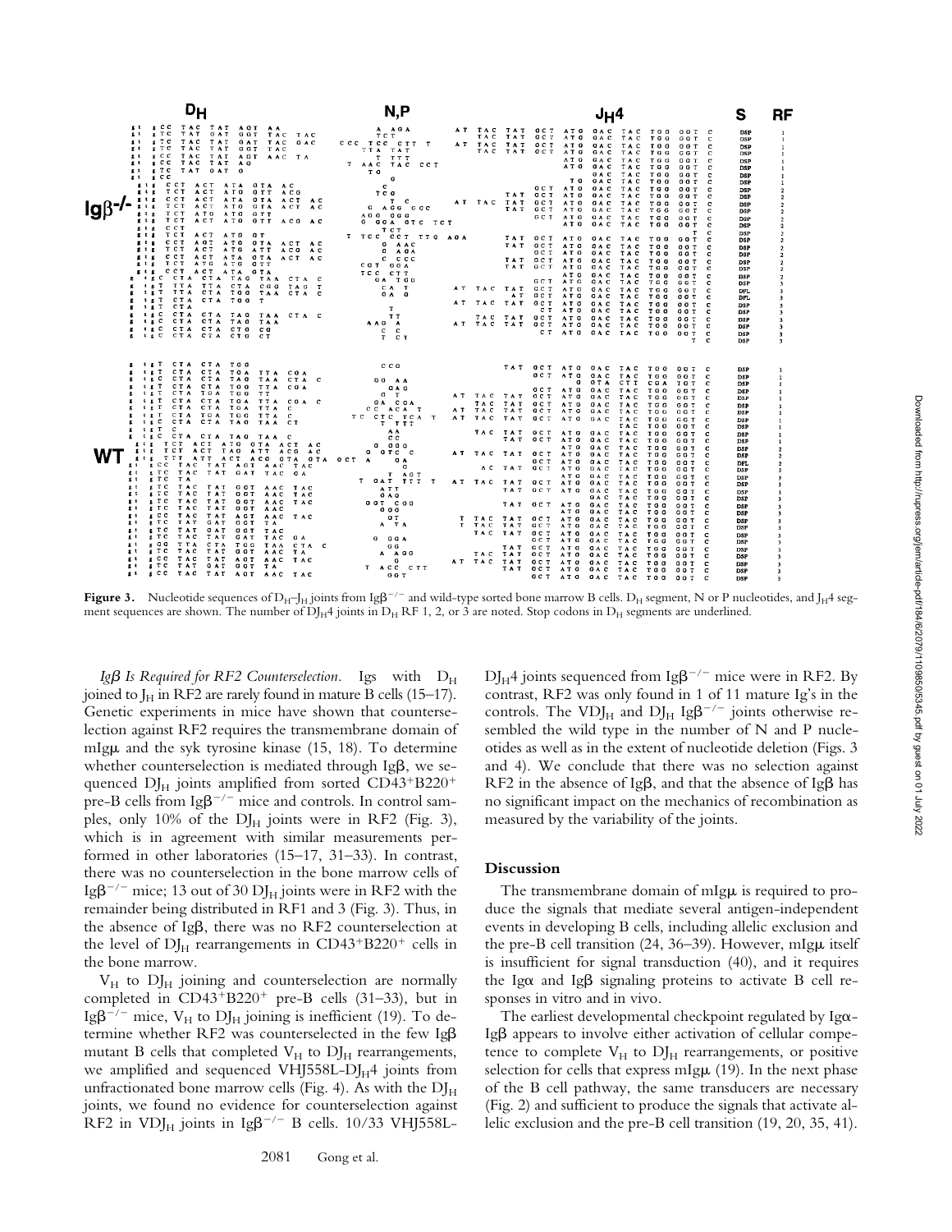**Figure 3.** Nucleotide sequences of $D_H$–$J_H$ joints from $Ig\beta^{-/-}$ and wild-type sorted bone marrow B cells. $D_H$ segment, N or P nucleotides, and $J_H4$ segment sequences are shown. The number of $DJ_H4$ joints in $D_H$ RF 1, 2, or 3 are noted. Stop codons in $D_H$ segments are underlined.

*Igβ Is Required for RF2 Counterselection.* Igs with $D_H$ joined to $J_H$ in RF2 are rarely found in mature B cells (15–17). Genetic experiments in mice have shown that counterselection against RF2 requires the transmembrane domain of mIgμ and the syk tyrosine kinase (15, 18). To determine whether counterselection is mediated through Igβ, we sequenced $DJ_H$ joints amplified from sorted CD43+B220+ pre-B cells from $Ig\beta^{-/-}$ mice and controls. In control samples, only 10% of the $DJ_H$ joints were in RF2 (Fig. 3), which is in agreement with similar measurements performed in other laboratories (15–17, 31–33). In contrast, there was no counterselection in the bone marrow cells of $Ig\beta^{-/-}$ mice; 13 out of 30 $DJ_H$ joints were in RF2 with the remainder being distributed in RF1 and 3 (Fig. 3). Thus, in the absence of Igβ, there was no RF2 counterselection at the level of $DJ_H$ rearrangements in CD43+B220+ cells in the bone marrow.

$V_H$ to $DJ_H$ joining and counterselection are normally completed in CD43+B220+ pre-B cells (31–33), but in $Ig\beta^{-/-}$ mice, $V_H$ to $DJ_H$ joining is inefficient (19). To determine whether RF2 was counterselected in the few Igβ mutant B cells that completed $V_H$ to $DJ_H$ rearrangements, we amplified and sequenced VHJ558L-$DJ_H4$ joints from unfractionated bone marrow cells (Fig. 4). As with the $DJ_H$ joints, we found no evidence for counterselection against RF2 in $VDJ_H$ joints in $Ig\beta^{-/-}$ B cells. 10/33 VHJ558L-$DJ_H4$ joints sequenced from $Ig\beta^{-/-}$ mice were in RF2. By contrast, RF2 was only found in 1 of 11 mature Ig's in the controls. The $VDJ_H$ and $DJ_H$ $Ig\beta^{-/-}$ joints otherwise resembled the wild type in the number of N and P nucleotides as well as in the extent of nucleotide deletion (Figs. 3 and 4). We conclude that there was no selection against RF2 in the absence of Igβ, and that the absence of Igβ has no significant impact on the mechanics of recombination as measured by the variability of the joints.

## Discussion

The transmembrane domain of mIgμ is required to produce the signals that mediate several antigen-independent events in developing B cells, including allelic exclusion and the pre-B cell transition (24, 36–39). However, mIgμ itself is insufficient for signal transduction (40), and it requires the Igα and Igβ signaling proteins to activate B cell responses in vitro and in vivo.

The earliest developmental checkpoint regulated by Igα–Igβ appears to involve either activation of cellular competence to complete $V_H$ to $DJ_H$ rearrangements, or positive selection for cells that express mIgμ (19). In the next phase of the B cell pathway, the same transducers are necessary (Fig. 2) and sufficient to produce the signals that activate allelic exclusion and the pre-B cell transition (19, 20, 35, 41).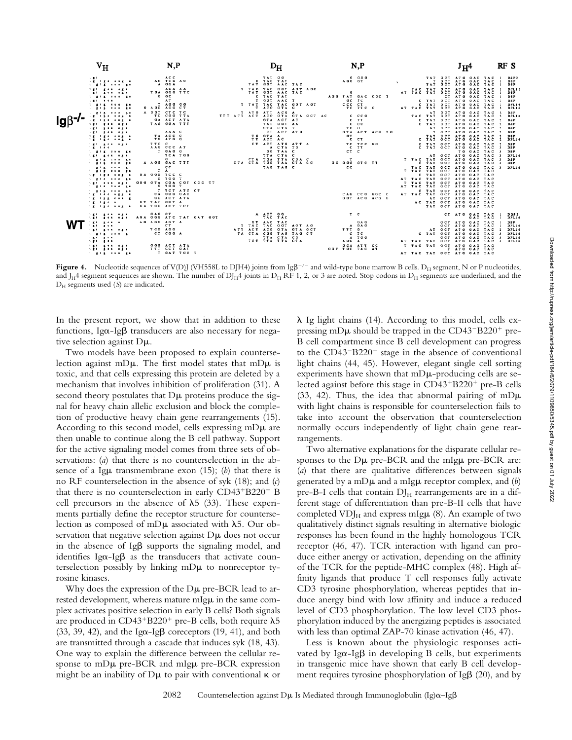**Figure 4.** Nucleotide sequences of V(D)J (VH558L to DJH4) joints from Igβ$^{-/-}$ and wild-type bone marrow B cells. $D_H$ segment, N or P nucleotides, and $J_H4$ segment sequences are shown. The number of $DJ_H4$ joints in $D_H$ RF 1, 2, or 3 are noted. Stop codons in $D_H$ segments are underlined, and the $D_H$ segments used (S) are indicated.

In the present report, we show that in addition to these functions, Igα-Igβ transducers are also necessary for negative selection against Dμ.

Two models have been proposed to explain counterselection against mDμ. The first model states that mDμ is toxic, and that cells expressing this protein are deleted by a mechanism that involves inhibition of proliferation (31). A second theory postulates that Dμ proteins produce the signal for heavy chain allelic exclusion and block the completion of productive heavy chain gene rearrangements (15). According to this second model, cells expressing mDμ are then unable to continue along the B cell pathway. Support for the active signaling model comes from three sets of observations: (*a*) that there is no counterselection in the absence of a Igμ transmembrane exon (15); (*b*) that there is no RF counterselection in the absence of syk (18); and (*c*) that there is no counterselection in early CD43$^+$B220$^+$ B cell precursors in the absence of λ5 (33). These experiments partially define the receptor structure for counterselection as composed of mDμ associated with λ5. Our observation that negative selection against Dμ does not occur in the absence of Igβ supports the signaling model, and identifies Igα-Igβ as the transducers that activate counterselection possibly by linking mDμ to nonreceptor tyrosine kinases.

Why does the expression of the Dμ pre-BCR lead to arrested development, whereas mature mIgμ in the same complex activates positive selection in early B cells? Both signals are produced in CD43$^+$B220$^+$ pre-B cells, both require λ5 (33, 39, 42), and the Igα-Igβ coreceptors (19, 41), and both are transmitted through a cascade that induces syk (18, 43). One way to explain the difference between the cellular response to mDμ pre-BCR and mIgμ pre-BCR expression might be an inability of Dμ to pair with conventional κ or λ Ig light chains (14). According to this model, cells expressing mDμ should be trapped in the CD43$^-$B220$^+$ pre-B cell compartment since B cell development can progress to the CD43$^-$B220$^+$ stage in the absence of conventional light chains (44, 45). However, elegant single cell sorting experiments have shown that mDμ-producing cells are selected against before this stage in CD43$^+$B220$^+$ pre-B cells (33, 42). Thus, the idea that abnormal pairing of mDμ with light chains is responsible for counterselection fails to take into account the observation that counterselection normally occurs independently of light chain gene rearrangements.

Two alternative explanations for the disparate cellular responses to the Dμ pre-BCR and the mIgμ pre-BCR are: (*a*) that there are qualitative differences between signals generated by a mDμ and a mIgμ receptor complex, and (*b*) pre-B-I cells that contain $DJ_H$ rearrangements are in a different stage of differentiation than pre-B-II cells that have completed $VDJ_H$ and express mIgμ (8). An example of two qualitatively distinct signals resulting in alternative biologic responses has been found in the highly homologous TCR receptor (46, 47). TCR interaction with ligand can produce either anergy or activation, depending on the affinity of the TCR for the peptide-MHC complex (48). High affinity ligands that produce T cell responses fully activate CD3 tyrosine phosphorylation, whereas peptides that induce anergy bind with low affinity and induce a reduced level of CD3 phosphorylation. The low level CD3 phosphorylation induced by the anergizing peptides is associated with less than optimal ZAP-70 kinase activation (46, 47).

Less is known about the physiologic responses activated by Igα-Igβ in developing B cells, but experiments in transgenic mice have shown that early B cell development requires tyrosine phosphorylation of Igβ (20), and by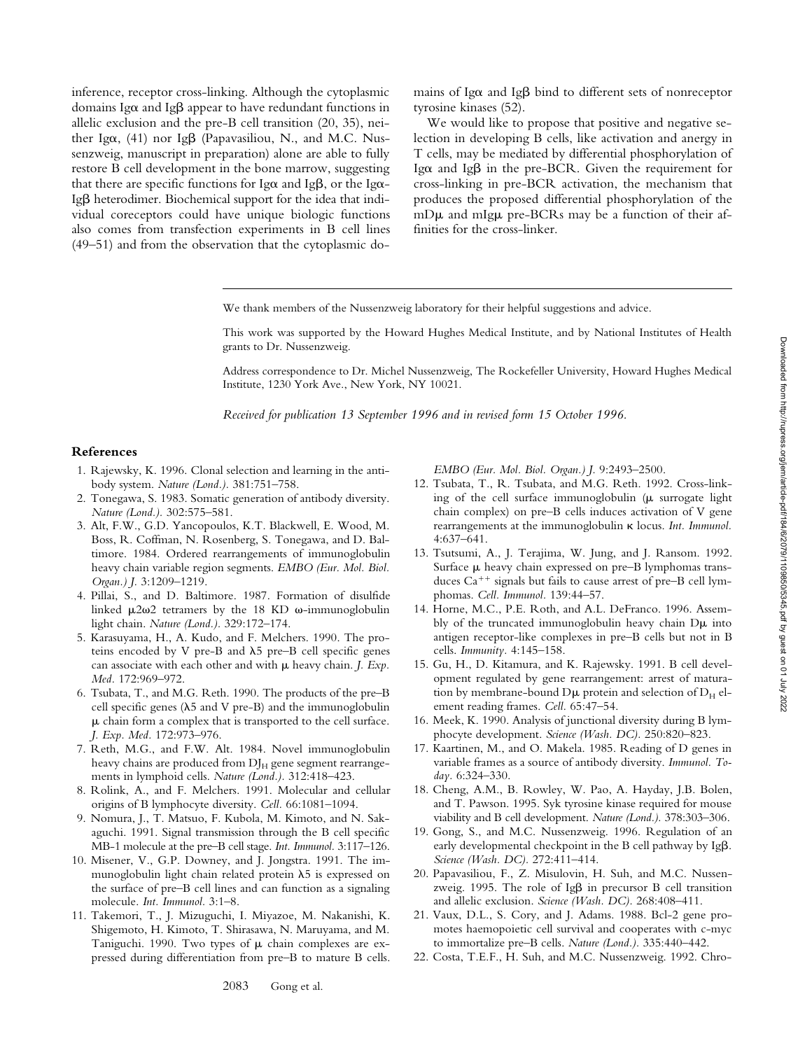inference, receptor cross-linking. Although the cytoplasmic domains Igα and Igβ appear to have redundant functions in allelic exclusion and the pre–B cell transition (20, 35), neither Igα, (41) nor Igβ (Papavasiliou, N., and M.C. Nussenzweig, manuscript in preparation) alone are able to fully restore B cell development in the bone marrow, suggesting that there are specific functions for Igα and Igβ, or the Igα-Igβ heterodimer. Biochemical support for the idea that individual coreceptors could have unique biologic functions also comes from transfection experiments in B cell lines (49–51) and from the observation that the cytoplasmic domains of Igα and Igβ bind to different sets of nonreceptor tyrosine kinases (52).

We would like to propose that positive and negative selection in developing B cells, like activation and anergy in T cells, may be mediated by differential phosphorylation of Igα and Igβ in the pre-BCR. Given the requirement for cross-linking in pre-BCR activation, the mechanism that produces the proposed differential phosphorylation of the mDμ and mIgμ pre-BCRs may be a function of their affinities for the cross-linker.

---

We thank members of the Nussenzweig laboratory for their helpful suggestions and advice.

This work was supported by the Howard Hughes Medical Institute, and by National Institutes of Health grants to Dr. Nussenzweig.

Address correspondence to Dr. Michel Nussenzweig, The Rockefeller University, Howard Hughes Medical Institute, 1230 York Ave., New York, NY 10021.

*Received for publication 13 September 1996 and in revised form 15 October 1996.*

## References

1. Rajewsky, K. 1996. Clonal selection and learning in the antibody system. *Nature (Lond.).* 381:751–758.
2. Tonegawa, S. 1983. Somatic generation of antibody diversity. *Nature (Lond.).* 302:575–581.
3. Alt, F.W., G.D. Yancopoulos, K.T. Blackwell, E. Wood, M. Boss, R. Coffman, N. Rosenberg, S. Tonegawa, and D. Baltimore. 1984. Ordered rearrangements of immunoglobulin heavy chain variable region segments. *EMBO (Eur. Mol. Biol. Organ.) J.* 3:1209–1219.
4. Pillai, S., and D. Baltimore. 1987. Formation of disulfide linked μ2ω2 tetramers by the 18 KD ω-immunoglobulin light chain. *Nature (Lond.).* 329:172–174.
5. Karasuyama, H., A. Kudo, and F. Melchers. 1990. The proteins encoded by V pre-B and λ5 pre–B cell specific genes can associate with each other and with μ heavy chain. *J. Exp. Med.* 172:969–972.
6. Tsubata, T., and M.G. Reth. 1990. The products of the pre–B cell specific genes (λ5 and V pre-B) and the immunoglobulin μ chain form a complex that is transported to the cell surface. *J. Exp. Med.* 172:973–976.
7. Reth, M.G., and F.W. Alt. 1984. Novel immunoglobulin heavy chains are produced from $DJ_H$ gene segment rearrangements in lymphoid cells. *Nature (Lond.).* 312:418–423.
8. Rolink, A., and F. Melchers. 1991. Molecular and cellular origins of B lymphocyte diversity. *Cell.* 66:1081–1094.
9. Nomura, J., T. Matsuo, F. Kubola, M. Kimoto, and N. Sakaguchi. 1991. Signal transmission through the B cell specific MB-1 molecule at the pre–B cell stage. *Int. Immunol.* 3:117–126.
10. Misener, V., G.P. Downey, and J. Jongstra. 1991. The immunoglobulin light chain related protein λ5 is expressed on the surface of pre–B cell lines and can function as a signaling molecule. *Int. Immunol.* 3:1–8.
11. Takemori, T., J. Mizuguchi, I. Miyazoe, M. Nakanishi, K. Shigemoto, H. Kimoto, T. Shirasawa, N. Maruyama, and M. Taniguchi. 1990. Two types of μ chain complexes are expressed during differentiation from pre–B to mature B cells. *EMBO (Eur. Mol. Biol. Organ.) J.* 9:2493–2500.
12. Tsubata, T., R. Tsubata, and M.G. Reth. 1992. Cross-linking of the cell surface immunoglobulin (μ surrogate light chain complex) on pre–B cells induces activation of V gene rearrangements at the immunoglobulin κ locus. *Int. Immunol.* 4:637–641.
13. Tsutsumi, A., J. Terajima, W. Jung, and J. Ransom. 1992. Surface μ heavy chain expressed on pre–B lymphomas transduces $Ca^{++}$ signals but fails to cause arrest of pre–B cell lymphomas. *Cell. Immunol.* 139:44–57.
14. Horne, M.C., P.E. Roth, and A.L. DeFranco. 1996. Assembly of the truncated immunoglobulin heavy chain Dμ into antigen receptor-like complexes in pre–B cells but not in B cells. *Immunity.* 4:145–158.
15. Gu, H., D. Kitamura, and K. Rajewsky. 1991. B cell development regulated by gene rearrangement: arrest of maturation by membrane-bound Dμ protein and selection of $D_H$ element reading frames. *Cell.* 65:47–54.
16. Meek, K. 1990. Analysis of junctional diversity during B lymphocyte development. *Science (Wash. DC).* 250:820–823.
17. Kaartinen, M., and O. Makela. 1985. Reading of D genes in variable frames as a source of antibody diversity. *Immunol. Today.* 6:324–330.
18. Cheng, A.M., B. Rowley, W. Pao, A. Hayday, J.B. Bolen, and T. Pawson. 1995. Syk tyrosine kinase required for mouse viability and B cell development. *Nature (Lond.).* 378:303–306.
19. Gong, S., and M.C. Nussenzweig. 1996. Regulation of an early developmental checkpoint in the B cell pathway by Igβ. *Science (Wash. DC).* 272:411–414.
20. Papavasiliou, F., Z. Misulovin, H. Suh, and M.C. Nussenzweig. 1995. The role of Igβ in precursor B cell transition and allelic exclusion. *Science (Wash. DC).* 268:408–411.
21. Vaux, D.L., S. Cory, and J. Adams. 1988. Bcl-2 gene promotes haemopoietic cell survival and cooperates with c-myc to immortalize pre–B cells. *Nature (Lond.).* 335:440–442.
22. Costa, T.E.F., H. Suh, and M.C. Nussenzweig. 1992. Chro-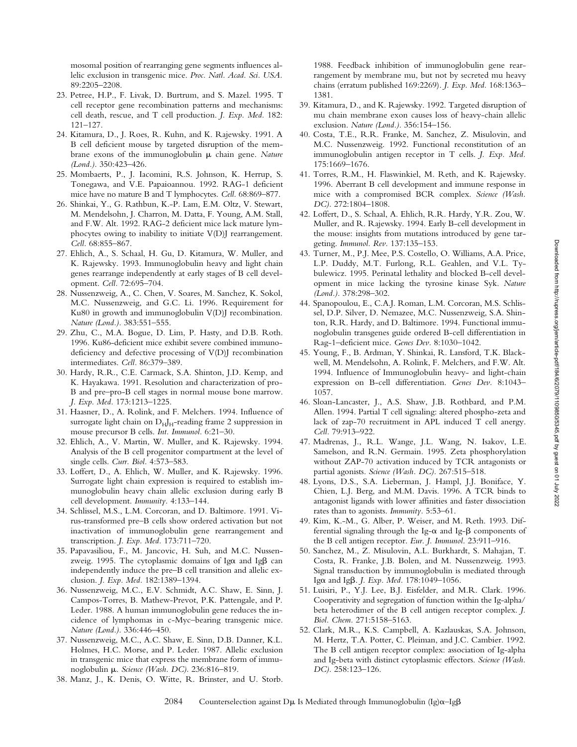mosomal position of rearranging gene segments influences allelic exclusion in transgenic mice. *Proc. Natl. Acad. Sci. USA.* 89:2205–2208.

23. Petree, H.P., F. Livak, D. Burtrum, and S. Mazel. 1995. T cell receptor gene recombination patterns and mechanisms: cell death, rescue, and T cell production. *J. Exp. Med.* 182: 121–127.
24. Kitamura, D., J. Roes, R. Kuhn, and K. Rajewsky. 1991. A B cell deficient mouse by targeted disruption of the membrane exons of the immunoglobulin μ chain gene. *Nature (Lond.).* 350:423–426.
25. Mombaerts, P., J. Iacomini, R.S. Johnson, K. Herrup, S. Tonegawa, and V.E. Papaioannou. 1992. RAG-1 deficient mice have no mature B and T lymphocytes. *Cell.* 68:869–877.
26. Shinkai, Y., G. Rathbun, K.-P. Lam, E.M. Oltz, V. Stewart, M. Mendelsohn, J. Charron, M. Datta, F. Young, A.M. Stall, and F.W. Alt. 1992. RAG-2 deficient mice lack mature lymphocytes owing to inability to initiate V(D)J rearrangement. *Cell.* 68:855–867.
27. Ehlich, A., S. Schaal, H. Gu, D. Kitamura, W. Muller, and K. Rajewsky. 1993. Immunoglobulin heavy and light chain genes rearrange independently at early stages of B cell development. *Cell.* 72:695–704.
28. Nussenzweig, A., C. Chen, V. Soares, M. Sanchez, K. Sokol, M.C. Nussenzweig, and G.C. Li. 1996. Requirement for Ku80 in growth and immunoglobulin V(D)J recombination. *Nature (Lond.).* 383:551–555.
29. Zhu, C., M.A. Bogue, D. Lim, P. Hasty, and D.B. Roth. 1996. Ku86-deficient mice exhibit severe combined immunodeficiency and defective processing of V(D)J recombination intermediates. *Cell.* 86:379–389.
30. Hardy, R.R., C.E. Carmack, S.A. Shinton, J.D. Kemp, and K. Hayakawa. 1991. Resolution and characterization of pro-B and pre–pro-B cell stages in normal mouse bone marrow. *J. Exp. Med.* 173:1213–1225.
31. Haasner, D., A. Rolink, and F. Melchers. 1994. Influence of surrogate light chain on $D_HJ_H$-reading frame 2 suppression in mouse precursor B cells. *Int. Immunol.* 6:21–30.
32. Ehlich, A., V. Martin, W. Muller, and K. Rajewsky. 1994. Analysis of the B cell progenitor compartment at the level of single cells. *Curr. Biol.* 4:573–583.
33. Loffert, D., A. Ehlich, W. Muller, and K. Rajewsky. 1996. Surrogate light chain expression is required to establish immunoglobulin heavy chain allelic exclusion during early B cell development. *Immunity.* 4:133–144.
34. Schlissel, M.S., L.M. Corcoran, and D. Baltimore. 1991. Virus-transformed pre–B cells show ordered activation but not inactivation of immunoglobulin gene rearrangement and transcription. *J. Exp. Med.* 173:711–720.
35. Papavasiliou, F., M. Jancovic, H. Suh, and M.C. Nussenzweig. 1995. The cytoplasmic domains of Igα and Igβ can independently induce the pre–B cell transition and allelic exclusion. *J. Exp. Med.* 182:1389–1394.
36. Nussenzweig, M.C., E.V. Schmidt, A.C. Shaw, E. Sinn, J. Campos-Torres, B. Mathew-Prevot, P.K. Pattengale, and P. Leder. 1988. A human immunoglobulin gene reduces the incidence of lymphomas in c-Myc–bearing transgenic mice. *Nature (Lond.).* 336:446–450.
37. Nussenzweig, M.C., A.C. Shaw, E. Sinn, D.B. Danner, K.L. Holmes, H.C. Morse, and P. Leder. 1987. Allelic exclusion in transgenic mice that express the membrane form of immunoglobulin μ. *Science (Wash. DC).* 236:816–819.
38. Manz, J., K. Denis, O. Witte, R. Brinster, and U. Storb. 1988. Feedback inhibition of immunoglobulin gene rearrangement by membrane mu, but not by secreted mu heavy chains (erratum published 169:2269). *J. Exp. Med.* 168:1363–1381.
39. Kitamura, D., and K. Rajewsky. 1992. Targeted disruption of mu chain membrane exon causes loss of heavy-chain allelic exclusion. *Nature (Lond.).* 356:154–156.
40. Costa, T.E., R.R. Franke, M. Sanchez, Z. Misulovin, and M.C. Nussenzweig. 1992. Functional reconstitution of an immunoglobulin antigen receptor in T cells. *J. Exp. Med.* 175:1669–1676.
41. Torres, R.M., H. Flaswinkiel, M. Reth, and K. Rajewsky. 1996. Aberrant B cell development and immune response in mice with a compromised BCR complex. *Science (Wash. DC).* 272:1804–1808.
42. Loffert, D., S. Schaal, A. Ehlich, R.R. Hardy, Y.R. Zou, W. Muller, and R. Rajewsky. 1994. Early B-cell development in the mouse: insights from mutations introduced by gene targeting. *Immunol. Rev.* 137:135–153.
43. Turner, M., P.J. Mee, P.S. Costello, O. Williams, A.A. Price, L.P. Duddy, M.T. Furlong, R.L. Geahlen, and V.L. Tybulewicz. 1995. Perinatal lethality and blocked B-cell development in mice lacking the tyrosine kinase Syk. *Nature (Lond.).* 378:298–302.
44. Spanopoulou, E., C.A.J. Roman, L.M. Corcoran, M.S. Schlissel, D.P. Silver, D. Nemazee, M.C. Nussenzweig, S.A. Shinton, R.R. Hardy, and D. Baltimore. 1994. Functional immunoglobulin transgenes guide ordered B-cell differentiation in Rag-1–deficient mice. *Genes Dev.* 8:1030–1042.
45. Young, F., B. Ardman, Y. Shinkai, R. Lansford, T.K. Blackwell, M. Mendelsohn, A. Rolink, F. Melchers, and F.W. Alt. 1994. Influence of Immunoglobulin heavy- and light-chain expression on B-cell differentiation. *Genes Dev.* 8:1043–1057.
46. Sloan-Lancaster, J., A.S. Shaw, J.B. Rothbard, and P.M. Allen. 1994. Partial T cell signaling: altered phospho-zeta and lack of zap-70 recruitment in APL induced T cell anergy. *Cell.* 79:913–922.
47. Madrenas, J., R.L. Wange, J.L. Wang, N. Isakov, L.E. Samelson, and R.N. Germain. 1995. Zeta phosphorylation without ZAP-70 activation induced by TCR antagonists or partial agonists. *Science (Wash. DC).* 267:515–518.
48. Lyons, D.S., S.A. Lieberman, J. Hampl, J.J. Boniface, Y. Chien, L.J. Berg, and M.M. Davis. 1996. A TCR binds to antagonist ligands with lower affinities and faster dissociation rates than to agonists. *Immunity.* 5:53–61.
49. Kim, K.-M., G. Alber, P. Weiser, and M. Reth. 1993. Differential signaling through the Ig-α and Ig-β components of the B cell antigen receptor. *Eur. J. Immunol.* 23:911–916.
50. Sanchez, M., Z. Misulovin, A.L. Burkhardt, S. Mahajan, T. Costa, R. Franke, J.B. Bolen, and M. Nussenzweig. 1993. Signal transduction by immunoglobulin is mediated through Igα and Igβ. *J. Exp. Med.* 178:1049–1056.
51. Luisiri, P., Y.J. Lee, B.J. Eisfelder, and M.R. Clark. 1996. Cooperativity and segregation of function within the Ig-alpha/beta heterodimer of the B cell antigen receptor complex. *J. Biol. Chem.* 271:5158–5163.
52. Clark, M.R., K.S. Campbell, A. Kazlauskas, S.A. Johnson, M. Hertz, T.A. Potter, C. Pleiman, and J.C. Cambier. 1992. The B cell antigen receptor complex: association of Ig-alpha and Ig-beta with distinct cytoplasmic effectors. *Science (Wash. DC).* 258:123–126.